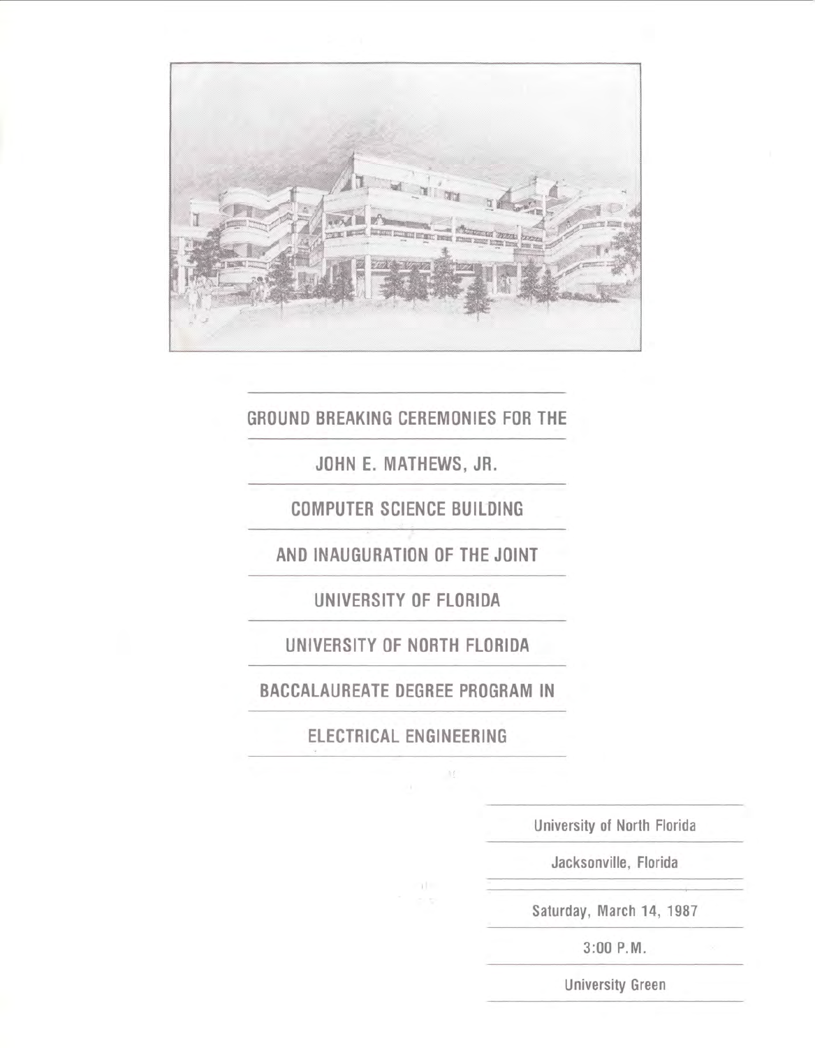# GROUND BREAKING CEREMONIES FOR THE

# JOHN E. MATHEWS, JR.

# COMPUTER SCIENCE BUILDING

# AND INAUGURATION OF THE JOINT

# UNIVERSITY OF FLORIDA

# UNIVERSITY OF NORTH FLORIDA

# BACCALAUREATE DEGREE PROGRAM IN

# ELECTRICAL ENGINEERING

University of North Florida

Jacksonville, Florida

Saturday, March 14, 1987

3:00 P.M.

University Green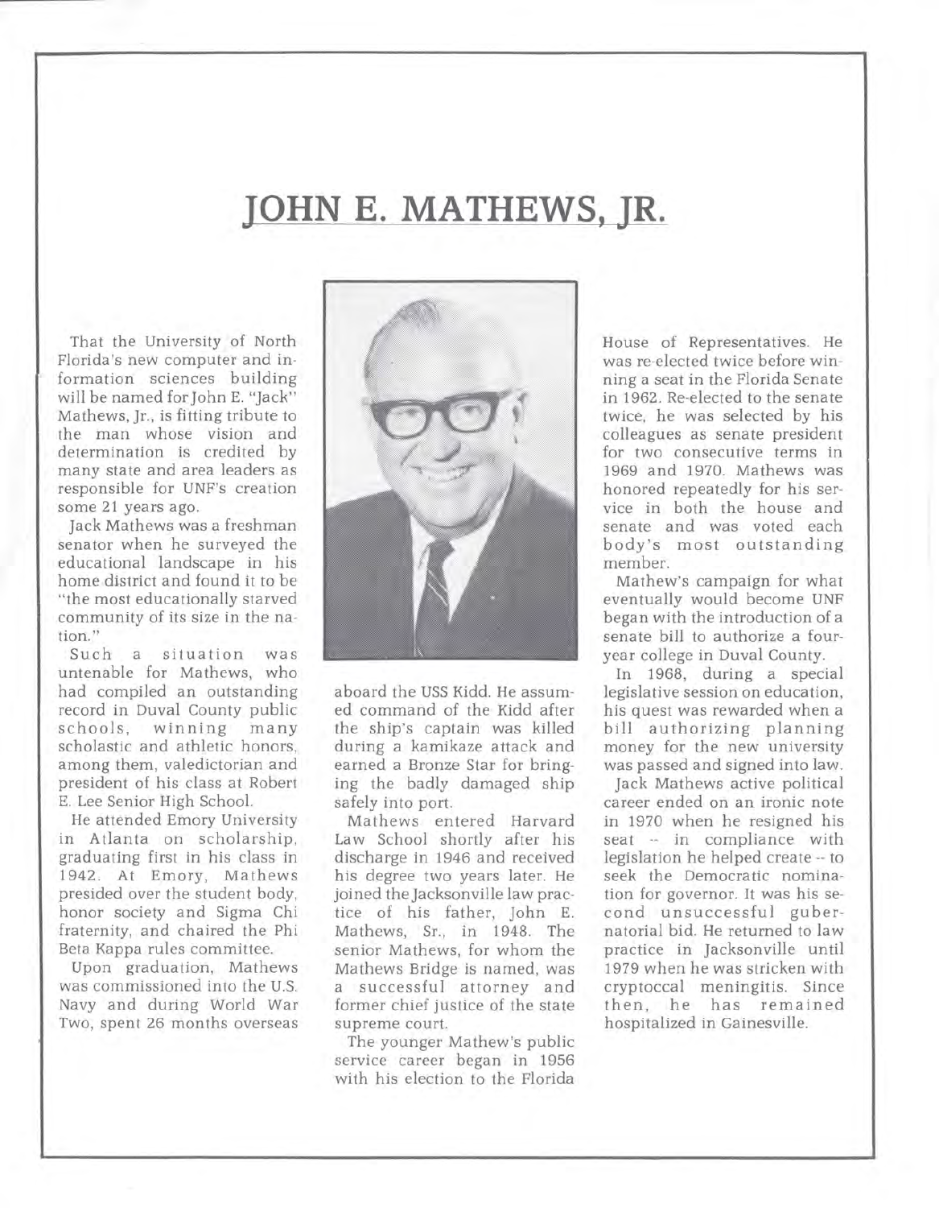# JOHN E. MATHEWS, JR.

That the University of North Florida's new computer and information sciences building will be named for John E. "Jack" Mathews, Jr., is fitting tribute to the man whose vision and determination is credited by many state and area leaders as responsible for UNF's creation some 21 years ago.

Jack Mathews was a freshman senator when he surveyed the educational landscape in his home district and found it to be "the most educationally starved community of its size in the nation."

Such a situation was untenable for Mathews, who had compiled an outstanding record in Duval County public schools, winning many scholastic and athletic honors, among them, valedictorian and president of his class at Robert E. Lee Senior High School.

He attended Emory University in Atlanta on scholarship, graduating first in his class in 1942. At Emory, Mathews presided over the student body, honor society and Sigma Chi fraternity, and chaired the Phi Beta Kappa rules committee.

Upon graduation, Mathews was commissioned into the U.S. Navy and during World War Two, spent 26 months overseas aboard the USS Kidd. He assumed command of the Kidd after the ship's captain was killed during a kamikaze attack and earned a Bronze Star for bringing the badly damaged ship safely into port.

Mathews entered Harvard Law School shortly after his discharge in 1946 and received his degree two years later. He joined the Jacksonville law practice of his father, John E. Mathews, Sr., in 1948. The senior Mathews, for whom the Mathews Bridge is named, was a successful attorney and former chief justice of the state supreme court.

The younger Mathew's public service career began in 1956 with his election to the Florida House of Representatives. He was re-elected twice before winning a seat in the Florida Senate in 1962. Re-elected to the senate twice, he was selected by his colleagues as senate president for two consecutive terms in 1969 and 1970. Mathews was honored repeatedly for his service in both the house and senate and was voted each body's most outstanding member.

Mathew's campaign for what eventually would become UNF began with the introduction of a senate bill to authorize a four-year college in Duval County.

In 1968, during a special legislative session on education, his quest was rewarded when a bill authorizing planning money for the new university was passed and signed into law.

Jack Mathews active political career ended on an ironic note in 1970 when he resigned his seat -- in compliance with legislation he helped create -- to seek the Democratic nomination for governor. It was his second unsuccessful gubernatorial bid. He returned to law practice in Jacksonville until 1979 when he was stricken with cryptoccal meningitis. Since then, he has remained hospitalized in Gainesville.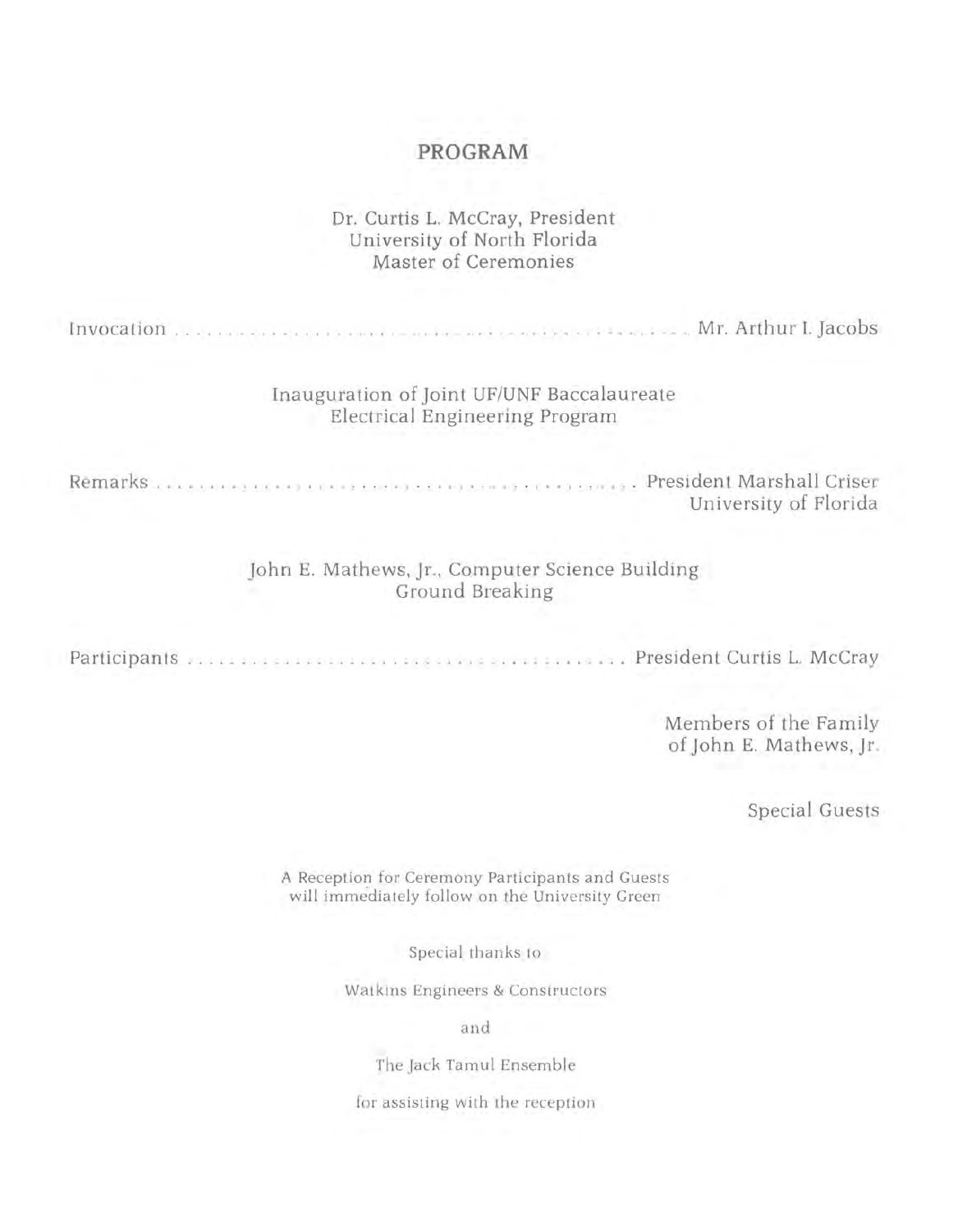# PROGRAM

Dr. Curtis L. McCray, President
University of North Florida
Master of Ceremonies

Invocation . . . . . . . . . . . . . . . . . . . . . . . . . . . . . . . . . . . . . . . . . . . . . . . . . Mr. Arthur I. Jacobs

Inauguration of Joint UF/UNF Baccalaureate
Electrical Engineering Program

Remarks . . . . . . . . . . . . . . . . . . . . . . . . . . . . . . . . . . . . . . . . . . . . President Marshall Criser
University of Florida

John E. Mathews, Jr., Computer Science Building
Ground Breaking

Participants . . . . . . . . . . . . . . . . . . . . . . . . . . . . . . . . . . . . . . . President Curtis L. McCray

Members of the Family
of John E. Mathews, Jr.

Special Guests

A Reception for Ceremony Participants and Guests
will immediately follow on the University Green

Special thanks to

Watkins Engineers & Constructors

and

The Jack Tamul Ensemble

for assisting with the reception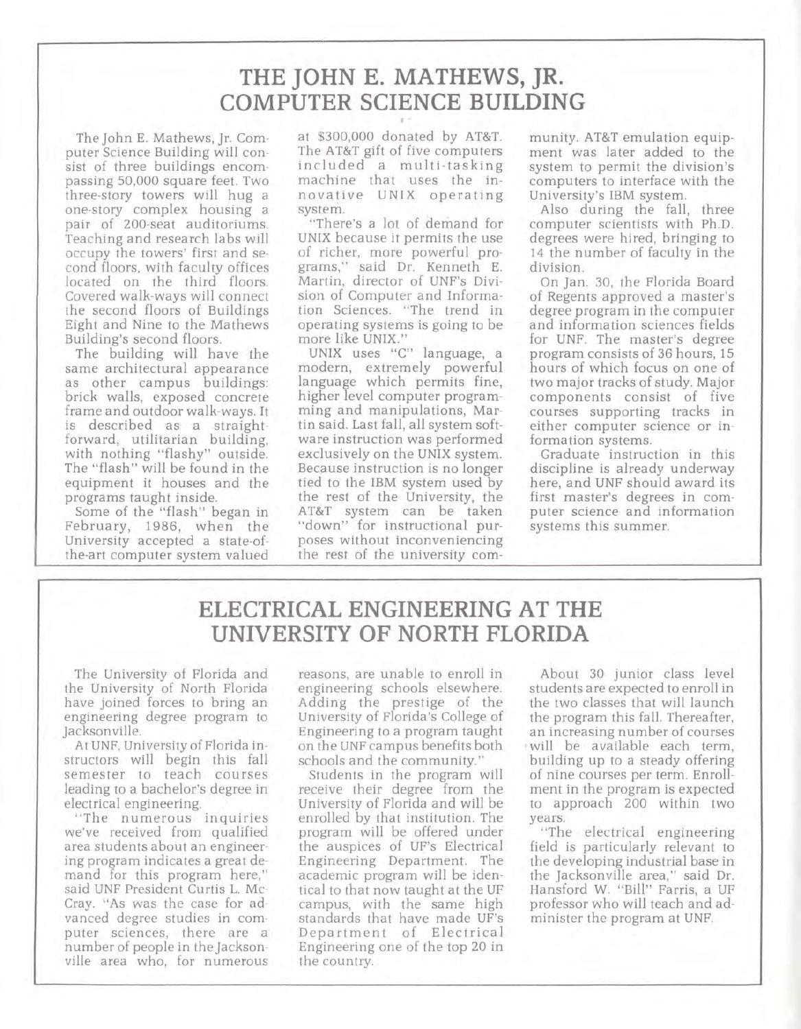## THE JOHN E. MATHEWS, JR. COMPUTER SCIENCE BUILDING

The John E. Mathews, Jr. Computer Science Building will consist of three buildings encompassing 50,000 square feet. Two three-story towers will hug a one-story complex housing a pair of 200-seat auditoriums. Teaching and research labs will occupy the towers' first and second floors, with faculty offices located on the third floors. Covered walk-ways will connect the second floors of Buildings Eight and Nine to the Mathews Building's second floors.

The building will have the same architectural appearance as other campus buildings: brick walls, exposed concrete frame and outdoor walk-ways. It is described as a straightforward, utilitarian building, with nothing "flashy" outside. The "flash" will be found in the equipment it houses and the programs taught inside.

Some of the "flash" began in February, 1986, when the University accepted a state-of-the-art computer system valued at $300,000 donated by AT&T. The AT&T gift of five computers included a multi-tasking machine that uses the innovative UNIX operating system.

"There's a lot of demand for UNIX because it permits the use of richer, more powerful programs," said Dr. Kenneth E. Martin, director of UNF's Division of Computer and Information Sciences. "The trend in operating systems is going to be more like UNIX."

UNIX uses "C" language, a modern, extremely powerful language which permits fine, higher level computer programming and manipulations, Martin said. Last fall, all system software instruction was performed exclusively on the UNIX system. Because instruction is no longer tied to the IBM system used by the rest of the University, the AT&T system can be taken "down" for instructional purposes without inconveniencing the rest of the university community. AT&T emulation equipment was later added to the system to permit the division's computers to interface with the University's IBM system.

Also during the fall, three computer scientists with Ph.D. degrees were hired, bringing to 14 the number of faculty in the division.

On Jan. 30, the Florida Board of Regents approved a master's degree program in the computer and information sciences fields for UNF. The master's degree program consists of 36 hours, 15 hours of which focus on one of two major tracks of study. Major components consist of five courses supporting tracks in either computer science or information systems.

Graduate instruction in this discipline is already underway here, and UNF should award its first master's degrees in computer science and information systems this summer.

## ELECTRICAL ENGINEERING AT THE UNIVERSITY OF NORTH FLORIDA

The University of Florida and the University of North Florida have joined forces to bring an engineering degree program to Jacksonville.

At UNF, University of Florida instructors will begin this fall semester to teach courses leading to a bachelor's degree in electrical engineering.

"The numerous inquiries we've received from qualified area students about an engineering program indicates a great demand for this program here," said UNF President Curtis L. McCray. "As was the case for advanced degree studies in computer sciences, there are a number of people in the Jacksonville area who, for numerous reasons, are unable to enroll in engineering schools elsewhere. Adding the prestige of the University of Florida's College of Engineering to a program taught on the UNF campus benefits both schools and the community."

Students in the program will receive their degree from the University of Florida and will be enrolled by that institution. The program will be offered under the auspices of UF's Electrical Engineering Department. The academic program will be identical to that now taught at the UF campus, with the same high standards that have made UF's Department of Electrical Engineering one of the top 20 in the country.

About 30 junior class level students are expected to enroll in the two classes that will launch the program this fall. Thereafter, an increasing number of courses will be available each term, building up to a steady offering of nine courses per term. Enrollment in the program is expected to approach 200 within two years.

"The electrical engineering field is particularly relevant to the developing industrial base in the Jacksonville area," said Dr. Hansford W. "Bill" Farris, a UF professor who will teach and administer the program at UNF.